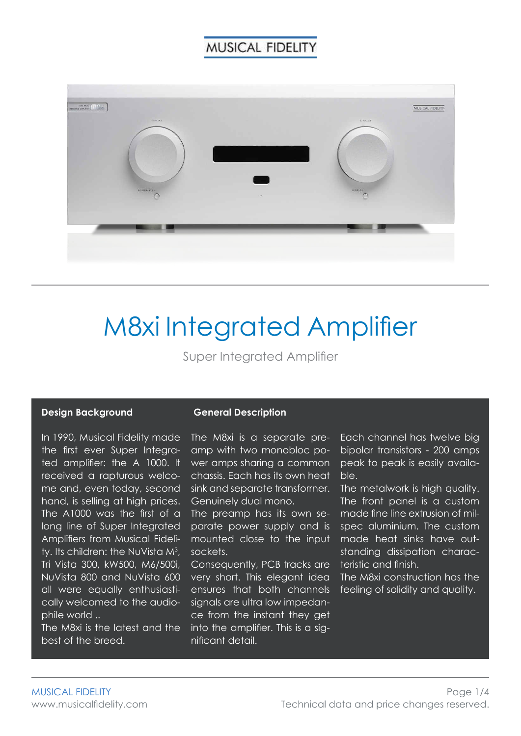MUSICAL FIDELITY

# M8xi Integrated Amplifier

Super Integrated Amplifier

## Design Background

In 1990, Musical Fidelity made the first ever Super Integrated amplifier: the A 1000. It received a rapturous welcome and, even today, second hand, is selling at high prices. The A1000 was the first of a long line of Super Integrated Amplifiers from Musical Fidelity. Its children: the NuVista $M^3$, Tri Vista 300, kW500, M6/500i, NuVista 800 and NuVista 600 all were equally enthusiastically welcomed to the audiophile world ..

The M8xi is the latest and the best of the breed.

## General Description

The M8xi is a separate preamp with two monobloc power amps sharing a common chassis. Each has its own heat sink and separate transforrner. Genuinely dual mono.

The preamp has its own separate power supply and is mounted close to the input sockets.

Consequently, PCB tracks are very short. This elegant idea ensures that both channels signals are ultra low impedance from the instant they get into the amplifier. This is a significant detail.

Each channel has twelve big bipolar transistors - 200 amps peak to peak is easily available.

The metalwork is high quality. The front panel is a custom made fine line extrusion of milspec aluminium. The custom made heat sinks have outstanding dissipation characteristic and finish.

The M8xi construction has the feeling of solidity and quality.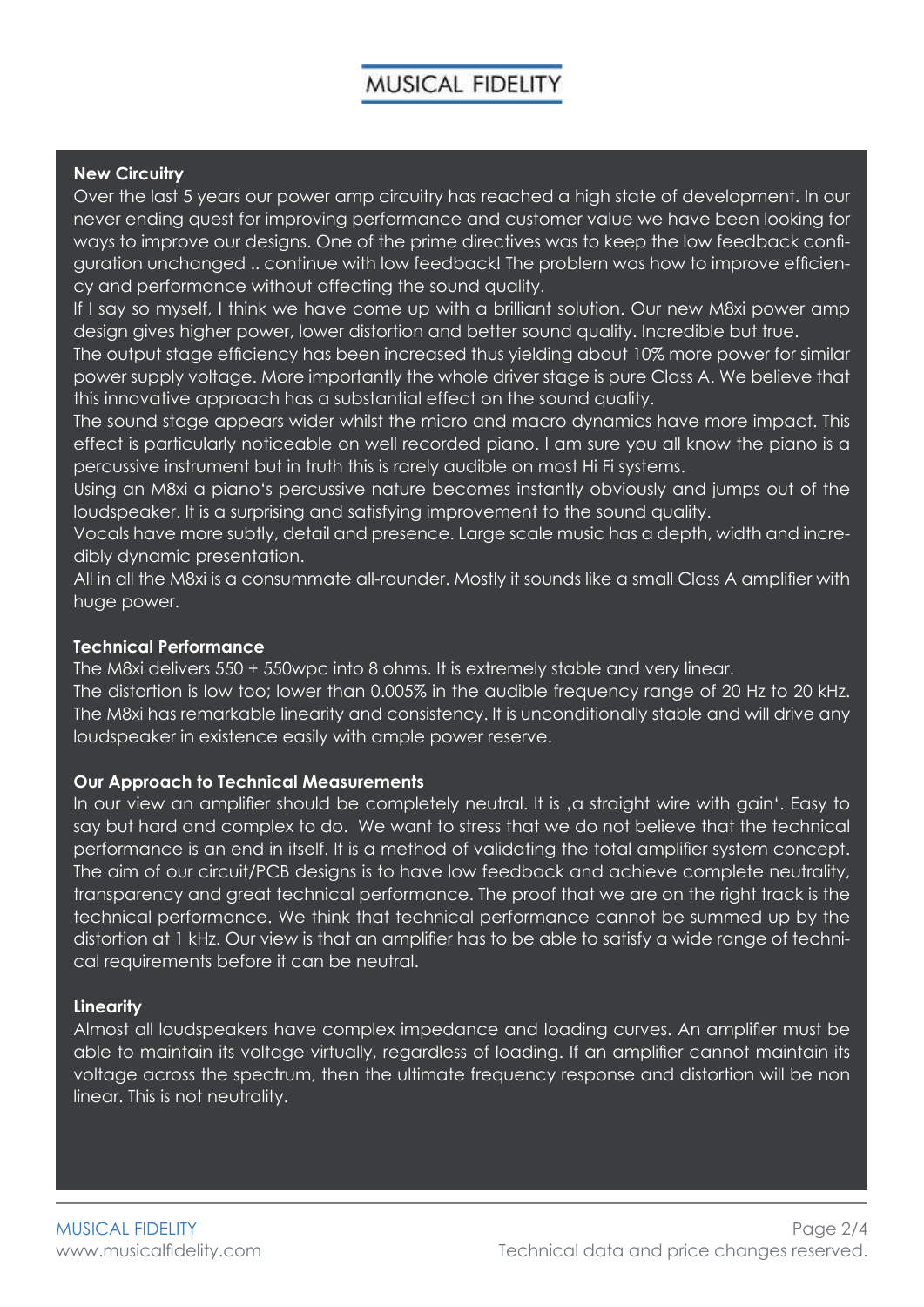## New Circuitry

Over the last 5 years our power amp circuitry has reached a high state of development. In our never ending quest for improving performance and customer value we have been looking for ways to improve our designs. One of the prime directives was to keep the low feedback configuration unchanged .. continue with low feedback! The problem was how to improve efficiency and performance without affecting the sound quality.

If I say so myself, I think we have come up with a brilliant solution. Our new M8xi power amp design gives higher power, lower distortion and better sound quality. Incredible but true.

The output stage efficiency has been increased thus yielding about 10% more power for similar power supply voltage. More importantly the whole driver stage is pure Class A. We believe that this innovative approach has a substantial effect on the sound quality.

The sound stage appears wider whilst the micro and macro dynamics have more impact. This effect is particularly noticeable on well recorded piano. I am sure you all know the piano is a percussive instrument but in truth this is rarely audible on most Hi Fi systems.

Using an M8xi a piano's percussive nature becomes instantly obviously and jumps out of the loudspeaker. It is a surprising and satisfying improvement to the sound quality.

Vocals have more subtly, detail and presence. Large scale music has a depth, width and incredibly dynamic presentation.

All in all the M8xi is a consummate all-rounder. Mostly it sounds like a small Class A amplifier with huge power.

## Technical Performance

The M8xi delivers 550 + 550wpc into 8 ohms. It is extremely stable and very linear.

The distortion is low too; lower than 0.005% in the audible frequency range of 20 Hz to 20 kHz. The M8xi has remarkable linearity and consistency. It is unconditionally stable and will drive any loudspeaker in existence easily with ample power reserve.

## Our Approach to Technical Measurements

In our view an amplifier should be completely neutral. It is ‚a straight wire with gain'. Easy to say but hard and complex to do. We want to stress that we do not believe that the technical performance is an end in itself. It is a method of validating the total amplifier system concept. The aim of our circuit/PCB designs is to have low feedback and achieve complete neutrality, transparency and great technical performance. The proof that we are on the right track is the technical performance. We think that technical performance cannot be summed up by the distortion at 1 kHz. Our view is that an amplifier has to be able to satisfy a wide range of technical requirements before it can be neutral.

## Linearity

Almost all loudspeakers have complex impedance and loading curves. An amplifier must be able to maintain its voltage virtually, regardless of loading. If an amplifier cannot maintain its voltage across the spectrum, then the ultimate frequency response and distortion will be non linear. This is not neutrality.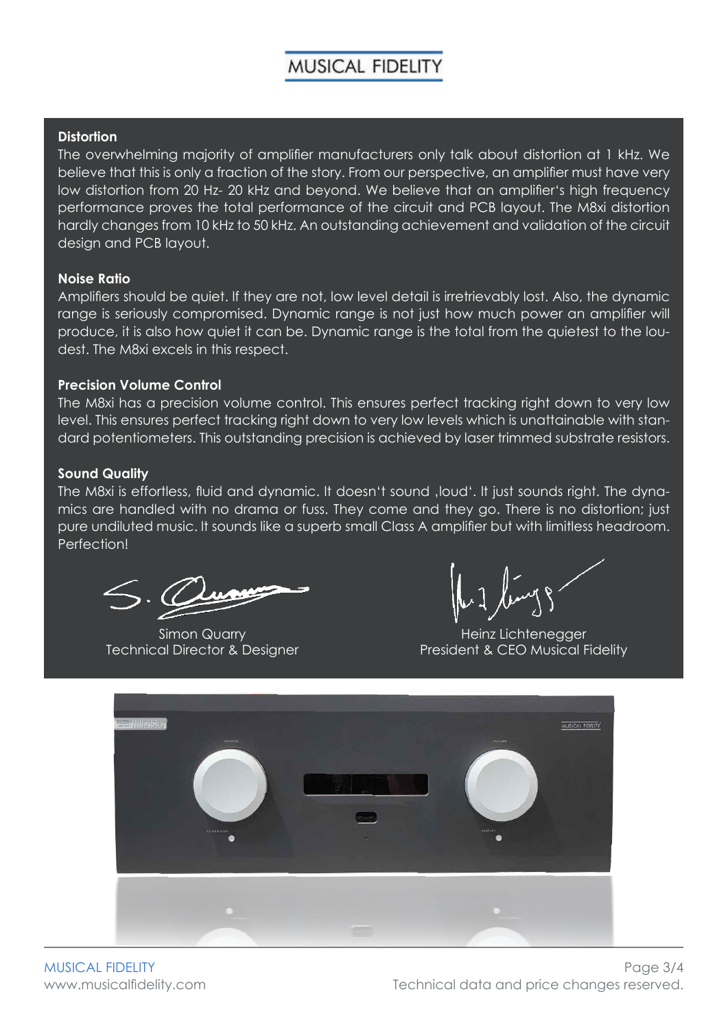### Distortion

The overwhelming majority of amplifier manufacturers only talk about distortion at 1 kHz. We believe that this is only a fraction of the story. From our perspective, an amplifier must have very low distortion from 20 Hz- 20 kHz and beyond. We believe that an amplifier's high frequency performance proves the total performance of the circuit and PCB layout. The M8xi distortion hardly changes from 10 kHz to 50 kHz. An outstanding achievement and validation of the circuit design and PCB layout.

### Noise Ratio

Amplifiers should be quiet. If they are not, low level detail is irretrievably lost. Also, the dynamic range is seriously compromised. Dynamic range is not just how much power an amplifier will produce, it is also how quiet it can be. Dynamic range is the total from the quietest to the loudest. The M8xi excels in this respect.

### Precision Volume Control

The M8xi has a precision volume control. This ensures perfect tracking right down to very low level. This ensures perfect tracking right down to very low levels which is unattainable with standard potentiometers. This outstanding precision is achieved by laser trimmed substrate resistors.

### Sound Quality

The M8xi is effortless, fluid and dynamic. It doesn't sound ‚loud'. It just sounds right. The dynamics are handled with no drama or fuss. They come and they go. There is no distortion; just pure undiluted music. It sounds like a superb small Class A amplifier but with limitless headroom. Perfection!

Simon Quarry
Technical Director & Designer

Heinz Lichtenegger
President & CEO Musical Fidelity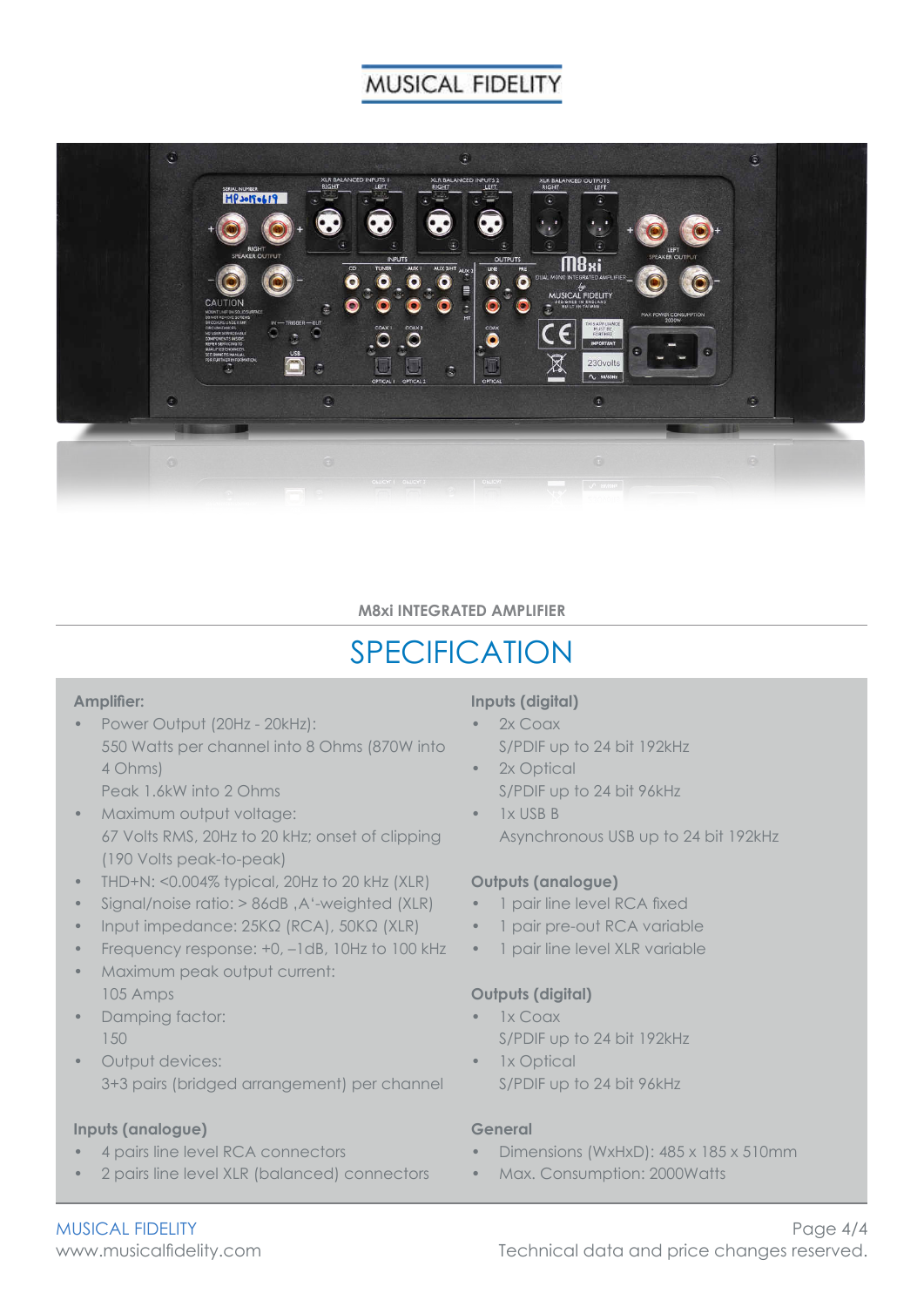MUSICAL FIDELITY

M8xi INTEGRATED AMPLIFIER

# SPECIFICATION

### Amplifier:

- Power Output (20Hz - 20kHz):
  550 Watts per channel into 8 Ohms (870W into 4 Ohms)
  Peak 1.6kW into 2 Ohms
- Maximum output voltage:
  67 Volts RMS, 20Hz to 20 kHz; onset of clipping (190 Volts peak-to-peak)
- THD+N: <0.004% typical, 20Hz to 20 kHz (XLR)
- Signal/noise ratio: > 86dB ,A'-weighted (XLR)
- Input impedance: 25KΩ (RCA), 50KΩ (XLR)
- Frequency response: +0, –1dB, 10Hz to 100 kHz
- Maximum peak output current:
  105 Amps
- Damping factor:
  150
- Output devices:
  3+3 pairs (bridged arrangement) per channel

### Inputs (analogue)

- 4 pairs line level RCA connectors
- 2 pairs line level XLR (balanced) connectors

### Inputs (digital)

- 2x Coax
  S/PDIF up to 24 bit 192kHz
- 2x Optical
  S/PDIF up to 24 bit 96kHz
- 1x USB B
  Asynchronous USB up to 24 bit 192kHz

### Outputs (analogue)

- 1 pair line level RCA fixed
- 1 pair pre-out RCA variable
- 1 pair line level XLR variable

### Outputs (digital)

- 1x Coax
  S/PDIF up to 24 bit 192kHz
- 1x Optical
  S/PDIF up to 24 bit 96kHz

### General

- Dimensions (WxHxD): 485 x 185 x 510mm
- Max. Consumption: 2000Watts

MUSICAL FIDELITY
www.musicalfidelity.com

Technical data and price changes reserved.